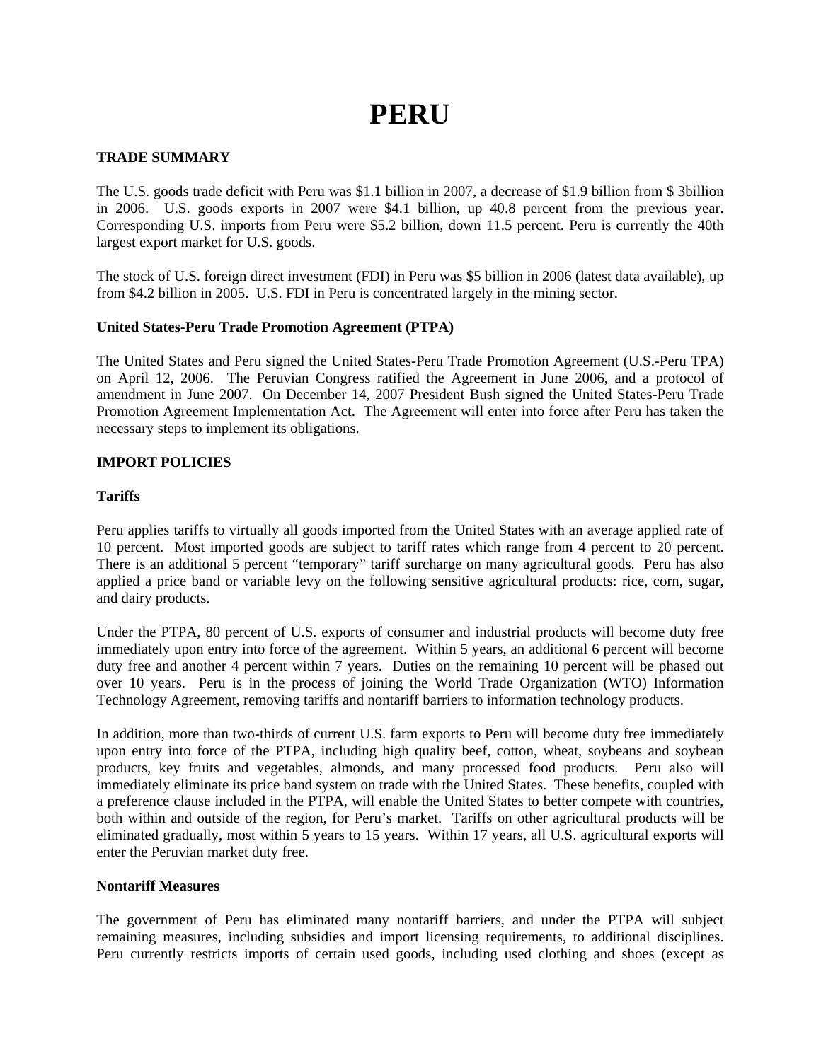# PERU

## TRADE SUMMARY

The U.S. goods trade deficit with Peru was $1.1 billion in 2007, a decrease of $1.9 billion from $ 3billion in 2006. U.S. goods exports in 2007 were $4.1 billion, up 40.8 percent from the previous year. Corresponding U.S. imports from Peru were $5.2 billion, down 11.5 percent. Peru is currently the 40th largest export market for U.S. goods.

The stock of U.S. foreign direct investment (FDI) in Peru was $5 billion in 2006 (latest data available), up from $4.2 billion in 2005. U.S. FDI in Peru is concentrated largely in the mining sector.

### United States-Peru Trade Promotion Agreement (PTPA)

The United States and Peru signed the United States-Peru Trade Promotion Agreement (U.S.-Peru TPA) on April 12, 2006. The Peruvian Congress ratified the Agreement in June 2006, and a protocol of amendment in June 2007. On December 14, 2007 President Bush signed the United States-Peru Trade Promotion Agreement Implementation Act. The Agreement will enter into force after Peru has taken the necessary steps to implement its obligations.

## IMPORT POLICIES

### Tariffs

Peru applies tariffs to virtually all goods imported from the United States with an average applied rate of 10 percent. Most imported goods are subject to tariff rates which range from 4 percent to 20 percent. There is an additional 5 percent "temporary" tariff surcharge on many agricultural goods. Peru has also applied a price band or variable levy on the following sensitive agricultural products: rice, corn, sugar, and dairy products.

Under the PTPA, 80 percent of U.S. exports of consumer and industrial products will become duty free immediately upon entry into force of the agreement. Within 5 years, an additional 6 percent will become duty free and another 4 percent within 7 years. Duties on the remaining 10 percent will be phased out over 10 years. Peru is in the process of joining the World Trade Organization (WTO) Information Technology Agreement, removing tariffs and nontariff barriers to information technology products.

In addition, more than two-thirds of current U.S. farm exports to Peru will become duty free immediately upon entry into force of the PTPA, including high quality beef, cotton, wheat, soybeans and soybean products, key fruits and vegetables, almonds, and many processed food products. Peru also will immediately eliminate its price band system on trade with the United States. These benefits, coupled with a preference clause included in the PTPA, will enable the United States to better compete with countries, both within and outside of the region, for Peru's market. Tariffs on other agricultural products will be eliminated gradually, most within 5 years to 15 years. Within 17 years, all U.S. agricultural exports will enter the Peruvian market duty free.

### Nontariff Measures

The government of Peru has eliminated many nontariff barriers, and under the PTPA will subject remaining measures, including subsidies and import licensing requirements, to additional disciplines. Peru currently restricts imports of certain used goods, including used clothing and shoes (except as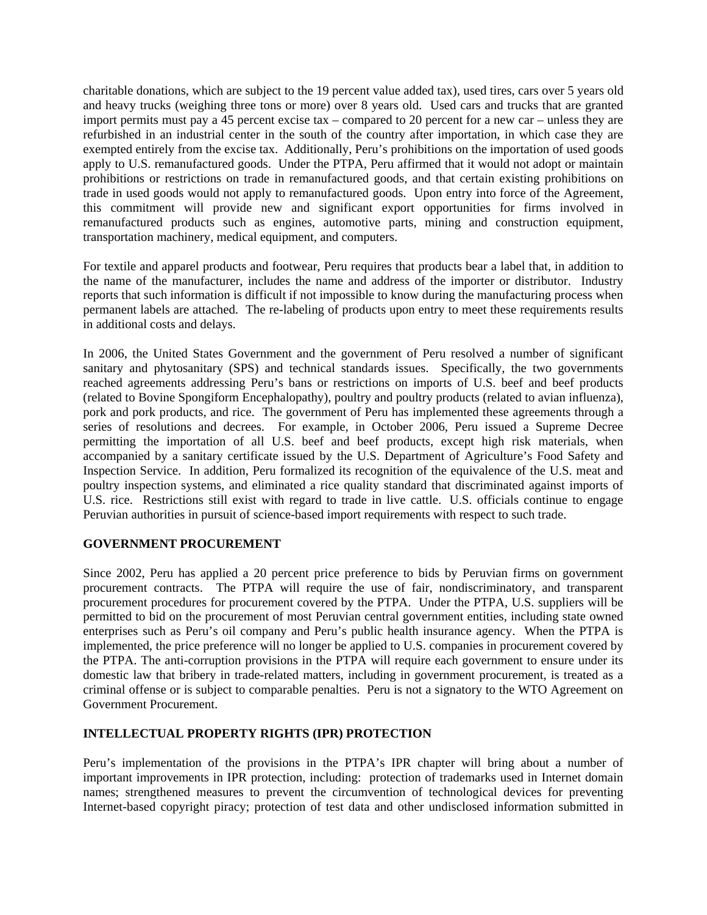charitable donations, which are subject to the 19 percent value added tax), used tires, cars over 5 years old and heavy trucks (weighing three tons or more) over 8 years old. Used cars and trucks that are granted import permits must pay a 45 percent excise tax – compared to 20 percent for a new car – unless they are refurbished in an industrial center in the south of the country after importation, in which case they are exempted entirely from the excise tax. Additionally, Peru's prohibitions on the importation of used goods apply to U.S. remanufactured goods. Under the PTPA, Peru affirmed that it would not adopt or maintain prohibitions or restrictions on trade in remanufactured goods, and that certain existing prohibitions on trade in used goods would not apply to remanufactured goods. Upon entry into force of the Agreement, this commitment will provide new and significant export opportunities for firms involved in remanufactured products such as engines, automotive parts, mining and construction equipment, transportation machinery, medical equipment, and computers.

For textile and apparel products and footwear, Peru requires that products bear a label that, in addition to the name of the manufacturer, includes the name and address of the importer or distributor. Industry reports that such information is difficult if not impossible to know during the manufacturing process when permanent labels are attached. The re-labeling of products upon entry to meet these requirements results in additional costs and delays.

In 2006, the United States Government and the government of Peru resolved a number of significant sanitary and phytosanitary (SPS) and technical standards issues. Specifically, the two governments reached agreements addressing Peru's bans or restrictions on imports of U.S. beef and beef products (related to Bovine Spongiform Encephalopathy), poultry and poultry products (related to avian influenza), pork and pork products, and rice. The government of Peru has implemented these agreements through a series of resolutions and decrees. For example, in October 2006, Peru issued a Supreme Decree permitting the importation of all U.S. beef and beef products, except high risk materials, when accompanied by a sanitary certificate issued by the U.S. Department of Agriculture's Food Safety and Inspection Service. In addition, Peru formalized its recognition of the equivalence of the U.S. meat and poultry inspection systems, and eliminated a rice quality standard that discriminated against imports of U.S. rice. Restrictions still exist with regard to trade in live cattle. U.S. officials continue to engage Peruvian authorities in pursuit of science-based import requirements with respect to such trade.

## GOVERNMENT PROCUREMENT

Since 2002, Peru has applied a 20 percent price preference to bids by Peruvian firms on government procurement contracts. The PTPA will require the use of fair, nondiscriminatory, and transparent procurement procedures for procurement covered by the PTPA. Under the PTPA, U.S. suppliers will be permitted to bid on the procurement of most Peruvian central government entities, including state owned enterprises such as Peru's oil company and Peru's public health insurance agency. When the PTPA is implemented, the price preference will no longer be applied to U.S. companies in procurement covered by the PTPA. The anti-corruption provisions in the PTPA will require each government to ensure under its domestic law that bribery in trade-related matters, including in government procurement, is treated as a criminal offense or is subject to comparable penalties. Peru is not a signatory to the WTO Agreement on Government Procurement.

## INTELLECTUAL PROPERTY RIGHTS (IPR) PROTECTION

Peru's implementation of the provisions in the PTPA's IPR chapter will bring about a number of important improvements in IPR protection, including: protection of trademarks used in Internet domain names; strengthened measures to prevent the circumvention of technological devices for preventing Internet-based copyright piracy; protection of test data and other undisclosed information submitted in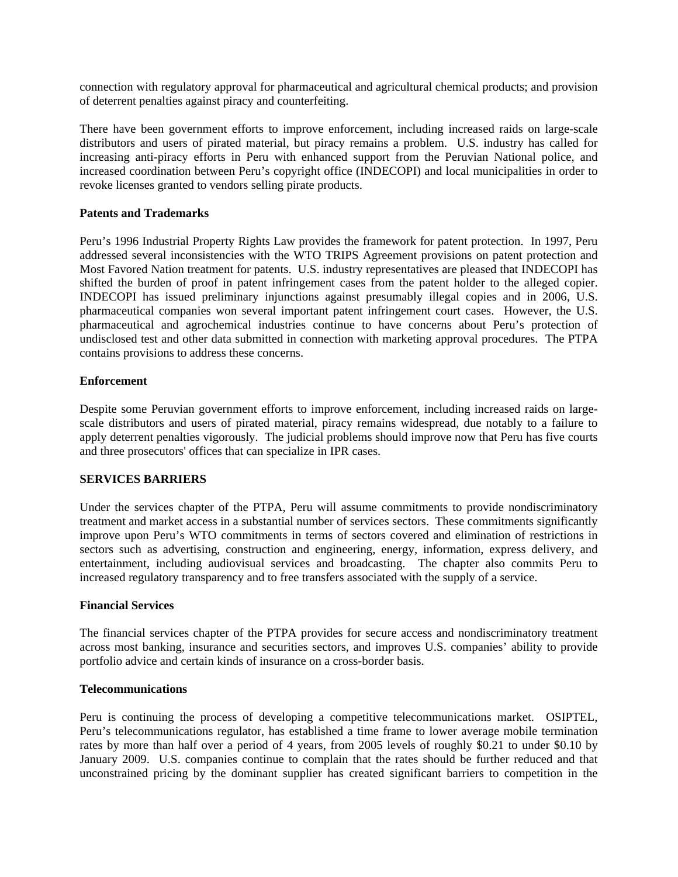connection with regulatory approval for pharmaceutical and agricultural chemical products; and provision of deterrent penalties against piracy and counterfeiting.

There have been government efforts to improve enforcement, including increased raids on large-scale distributors and users of pirated material, but piracy remains a problem. U.S. industry has called for increasing anti-piracy efforts in Peru with enhanced support from the Peruvian National police, and increased coordination between Peru's copyright office (INDECOPI) and local municipalities in order to revoke licenses granted to vendors selling pirate products.

**Patents and Trademarks**

Peru's 1996 Industrial Property Rights Law provides the framework for patent protection. In 1997, Peru addressed several inconsistencies with the WTO TRIPS Agreement provisions on patent protection and Most Favored Nation treatment for patents. U.S. industry representatives are pleased that INDECOPI has shifted the burden of proof in patent infringement cases from the patent holder to the alleged copier. INDECOPI has issued preliminary injunctions against presumably illegal copies and in 2006, U.S. pharmaceutical companies won several important patent infringement court cases. However, the U.S. pharmaceutical and agrochemical industries continue to have concerns about Peru's protection of undisclosed test and other data submitted in connection with marketing approval procedures. The PTPA contains provisions to address these concerns.

**Enforcement**

Despite some Peruvian government efforts to improve enforcement, including increased raids on large-scale distributors and users of pirated material, piracy remains widespread, due notably to a failure to apply deterrent penalties vigorously. The judicial problems should improve now that Peru has five courts and three prosecutors' offices that can specialize in IPR cases.

**SERVICES BARRIERS**

Under the services chapter of the PTPA, Peru will assume commitments to provide nondiscriminatory treatment and market access in a substantial number of services sectors. These commitments significantly improve upon Peru's WTO commitments in terms of sectors covered and elimination of restrictions in sectors such as advertising, construction and engineering, energy, information, express delivery, and entertainment, including audiovisual services and broadcasting. The chapter also commits Peru to increased regulatory transparency and to free transfers associated with the supply of a service.

**Financial Services**

The financial services chapter of the PTPA provides for secure access and nondiscriminatory treatment across most banking, insurance and securities sectors, and improves U.S. companies' ability to provide portfolio advice and certain kinds of insurance on a cross-border basis.

**Telecommunications**

Peru is continuing the process of developing a competitive telecommunications market. OSIPTEL, Peru's telecommunications regulator, has established a time frame to lower average mobile termination rates by more than half over a period of 4 years, from 2005 levels of roughly $0.21 to under $0.10 by January 2009. U.S. companies continue to complain that the rates should be further reduced and that unconstrained pricing by the dominant supplier has created significant barriers to competition in the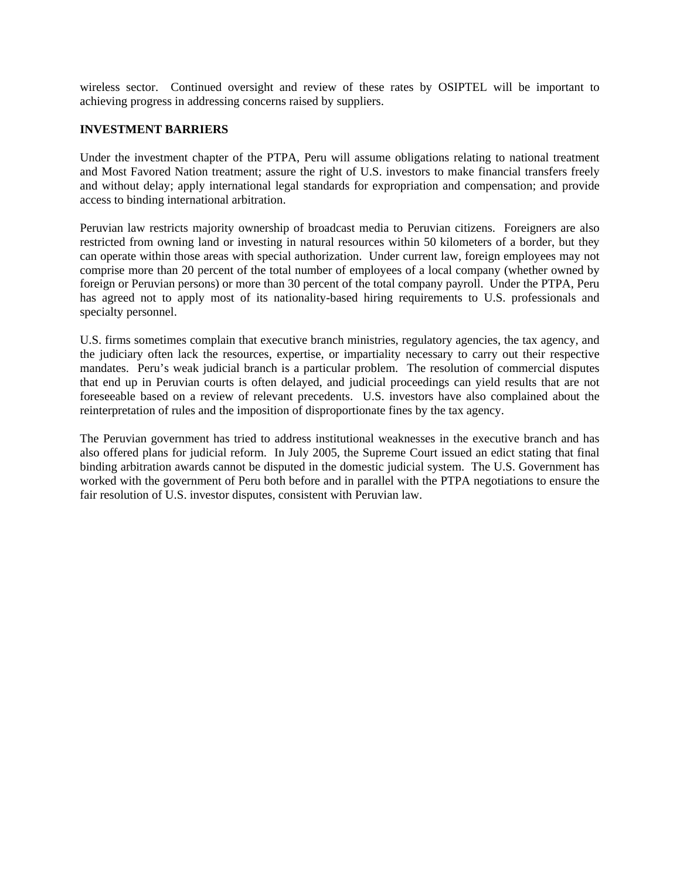wireless sector. Continued oversight and review of these rates by OSIPTEL will be important to achieving progress in addressing concerns raised by suppliers.

## INVESTMENT BARRIERS

Under the investment chapter of the PTPA, Peru will assume obligations relating to national treatment and Most Favored Nation treatment; assure the right of U.S. investors to make financial transfers freely and without delay; apply international legal standards for expropriation and compensation; and provide access to binding international arbitration.

Peruvian law restricts majority ownership of broadcast media to Peruvian citizens. Foreigners are also restricted from owning land or investing in natural resources within 50 kilometers of a border, but they can operate within those areas with special authorization. Under current law, foreign employees may not comprise more than 20 percent of the total number of employees of a local company (whether owned by foreign or Peruvian persons) or more than 30 percent of the total company payroll. Under the PTPA, Peru has agreed not to apply most of its nationality-based hiring requirements to U.S. professionals and specialty personnel.

U.S. firms sometimes complain that executive branch ministries, regulatory agencies, the tax agency, and the judiciary often lack the resources, expertise, or impartiality necessary to carry out their respective mandates. Peru's weak judicial branch is a particular problem. The resolution of commercial disputes that end up in Peruvian courts is often delayed, and judicial proceedings can yield results that are not foreseeable based on a review of relevant precedents. U.S. investors have also complained about the reinterpretation of rules and the imposition of disproportionate fines by the tax agency.

The Peruvian government has tried to address institutional weaknesses in the executive branch and has also offered plans for judicial reform. In July 2005, the Supreme Court issued an edict stating that final binding arbitration awards cannot be disputed in the domestic judicial system. The U.S. Government has worked with the government of Peru both before and in parallel with the PTPA negotiations to ensure the fair resolution of U.S. investor disputes, consistent with Peruvian law.